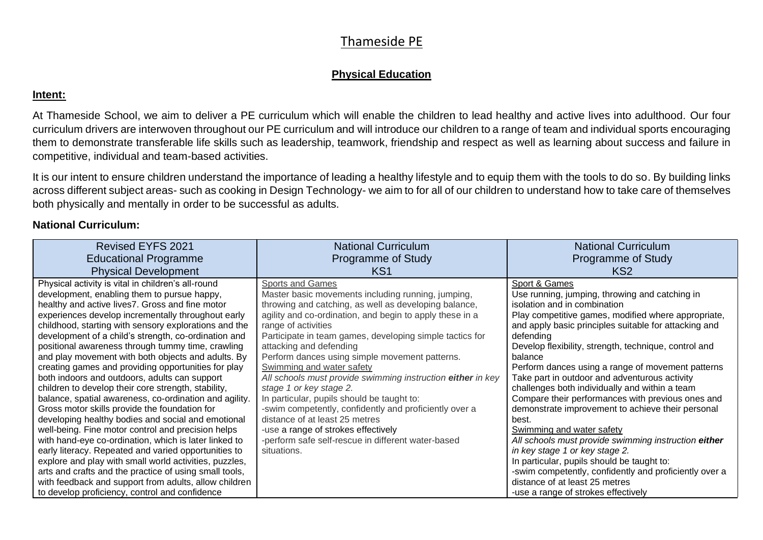# Thameside PE

## Physical Education

**Intent:**

At Thameside School, we aim to deliver a PE curriculum which will enable the children to lead healthy and active lives into adulthood. Our four curriculum drivers are interwoven throughout our PE curriculum and will introduce our children to a range of team and individual sports encouraging them to demonstrate transferable life skills such as leadership, teamwork, friendship and respect as well as learning about success and failure in competitive, individual and team-based activities.

It is our intent to ensure children understand the importance of leading a healthy lifestyle and to equip them with the tools to do so. By building links across different subject areas- such as cooking in Design Technology- we aim to for all of our children to understand how to take care of themselves both physically and mentally in order to be successful as adults.

**National Curriculum:**

| Revised EYFS 2021<br>Educational Programme<br>Physical Development | National Curriculum<br>Programme of Study<br>KS1 | National Curriculum<br>Programme of Study<br>KS2 |
|---|---|---|
| Physical activity is vital in children's all-round development, enabling them to pursue happy, healthy and active lives7. Gross and fine motor experiences develop incrementally throughout early childhood, starting with sensory explorations and the development of a child's strength, co-ordination and positional awareness through tummy time, crawling and play movement with both objects and adults. By creating games and providing opportunities for play both indoors and outdoors, adults can support children to develop their core strength, stability, balance, spatial awareness, co-ordination and agility. Gross motor skills provide the foundation for developing healthy bodies and social and emotional well-being. Fine motor control and precision helps with hand-eye co-ordination, which is later linked to early literacy. Repeated and varied opportunities to explore and play with small world activities, puzzles, arts and crafts and the practice of using small tools, with feedback and support from adults, allow children to develop proficiency, control and confidence | Sports and Games<br>Master basic movements including running, jumping, throwing and catching, as well as developing balance, agility and co-ordination, and begin to apply these in a range of activities<br>Participate in team games, developing simple tactics for attacking and defending<br>Perform dances using simple movement patterns.<br>Swimming and water safety<br>*All schools must provide swimming instruction **either** in key stage 1 or key stage 2.*<br>In particular, pupils should be taught to:<br>-swim competently, confidently and proficiently over a distance of at least 25 metres<br>-use a range of strokes effectively<br>-perform safe self-rescue in different water-based situations. | Sport & Games<br>Use running, jumping, throwing and catching in isolation and in combination<br>Play competitive games, modified where appropriate, and apply basic principles suitable for attacking and defending<br>Develop flexibility, strength, technique, control and balance<br>Perform dances using a range of movement patterns<br>Take part in outdoor and adventurous activity challenges both individually and within a team<br>Compare their performances with previous ones and demonstrate improvement to achieve their personal best.<br>Swimming and water safety<br>*All schools must provide swimming instruction **either** in key stage 1 or key stage 2.*<br>In particular, pupils should be taught to:<br>-swim competently, confidently and proficiently over a distance of at least 25 metres<br>-use a range of strokes effectively |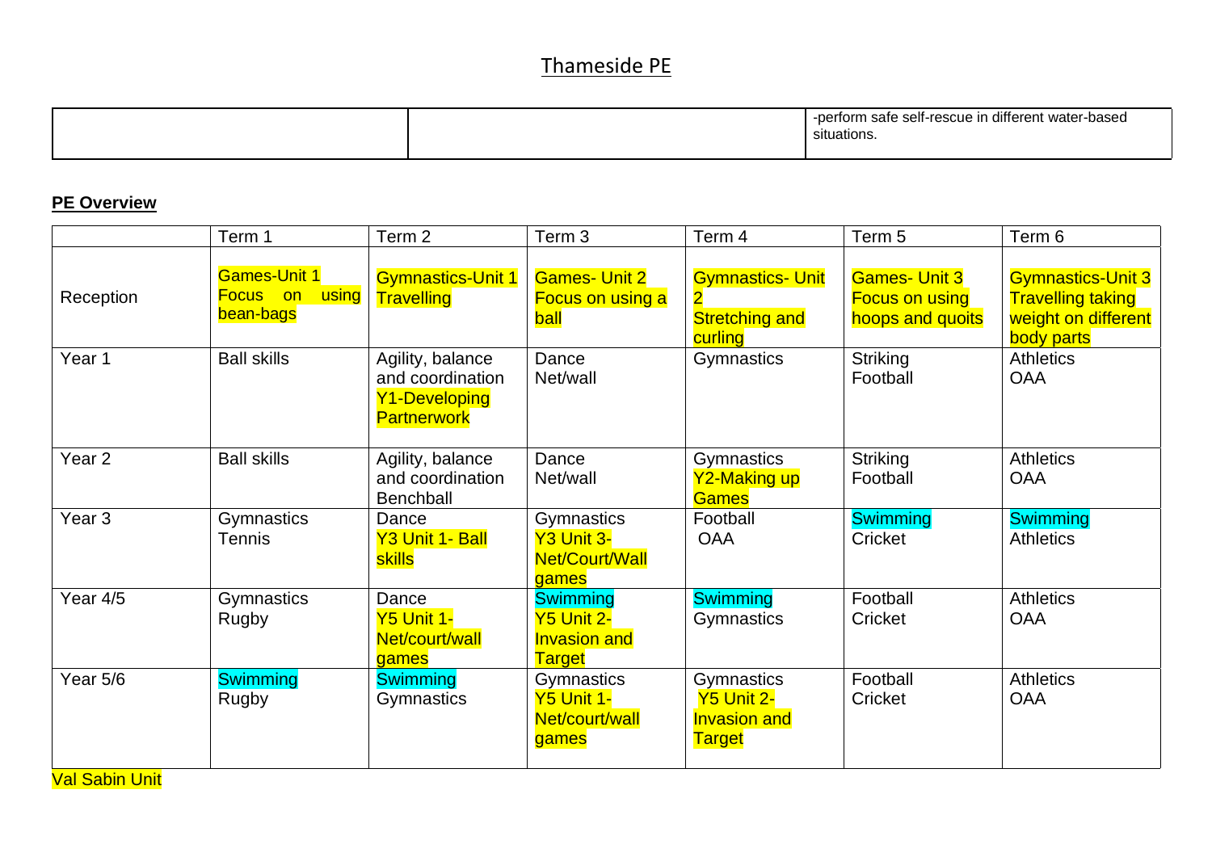# Thameside PE

| | | -perform safe self-rescue in different water-based situations. |
|---|---|---|

**PE Overview**

| | Term 1 | Term 2 | Term 3 | Term 4 | Term 5 | Term 6 |
|---|---|---|---|---|---|---|
| Reception | Games-Unit 1 Focus on using bean-bags | Gymnastics-Unit 1 Travelling | Games- Unit 2 Focus on using a ball | Gymnastics- Unit 2 Stretching and curling | Games- Unit 3 Focus on using hoops and quoits | Gymnastics-Unit 3 Travelling taking weight on different body parts |
| Year 1 | Ball skills | Agility, balance and coordination Y1-Developing Partnerwork | Dance Net/wall | Gymnastics | Striking Football | Athletics OAA |
| Year 2 | Ball skills | Agility, balance and coordination Benchball | Dance Net/wall | Gymnastics Y2-Making up Games | Striking Football | Athletics OAA |
| Year 3 | Gymnastics Tennis | Dance Y3 Unit 1- Ball skills | Gymnastics Y3 Unit 3- Net/Court/Wall games | Football OAA | Swimming Cricket | Swimming Athletics |
| Year 4/5 | Gymnastics Rugby | Dance Y5 Unit 1- Net/court/wall games | Swimming Y5 Unit 2- Invasion and Target | Swimming Gymnastics | Football Cricket | Athletics OAA |
| Year 5/6 | Swimming Rugby | Swimming Gymnastics | Gymnastics Y5 Unit 1- Net/court/wall games | Gymnastics Y5 Unit 2- Invasion and Target | Football Cricket | Athletics OAA |

Val Sabin Unit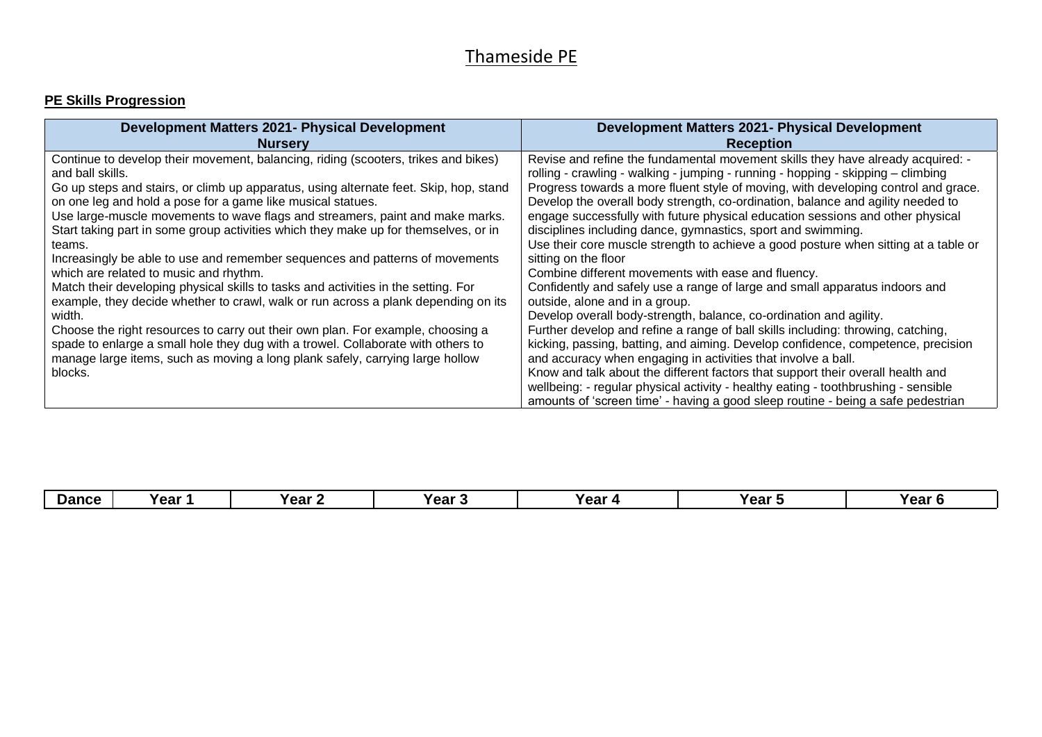# Thameside PE

**PE Skills Progression**

| Development Matters 2021- Physical Development<br>Nursery | Development Matters 2021- Physical Development<br>Reception |
|---|---|
| Continue to develop their movement, balancing, riding (scooters, trikes and bikes) and ball skills.<br>Go up steps and stairs, or climb up apparatus, using alternate feet. Skip, hop, stand on one leg and hold a pose for a game like musical statues.<br>Use large-muscle movements to wave flags and streamers, paint and make marks.<br>Start taking part in some group activities which they make up for themselves, or in teams.<br>Increasingly be able to use and remember sequences and patterns of movements which are related to music and rhythm.<br>Match their developing physical skills to tasks and activities in the setting. For example, they decide whether to crawl, walk or run across a plank depending on its width.<br>Choose the right resources to carry out their own plan. For example, choosing a spade to enlarge a small hole they dug with a trowel. Collaborate with others to manage large items, such as moving a long plank safely, carrying large hollow blocks. | Revise and refine the fundamental movement skills they have already acquired: - rolling - crawling - walking - jumping - running - hopping - skipping – climbing<br>Progress towards a more fluent style of moving, with developing control and grace.<br>Develop the overall body strength, co-ordination, balance and agility needed to engage successfully with future physical education sessions and other physical disciplines including dance, gymnastics, sport and swimming.<br>Use their core muscle strength to achieve a good posture when sitting at a table or sitting on the floor<br>Combine different movements with ease and fluency.<br>Confidently and safely use a range of large and small apparatus indoors and outside, alone and in a group.<br>Develop overall body-strength, balance, co-ordination and agility.<br>Further develop and refine a range of ball skills including: throwing, catching, kicking, passing, batting, and aiming. Develop confidence, competence, precision and accuracy when engaging in activities that involve a ball.<br>Know and talk about the different factors that support their overall health and wellbeing: - regular physical activity - healthy eating - toothbrushing - sensible amounts of 'screen time' - having a good sleep routine - being a safe pedestrian |

| Dance | Year 1 | Year 2 | Year 3 | Year 4 | Year 5 | Year 6 |
|---|---|---|---|---|---|---|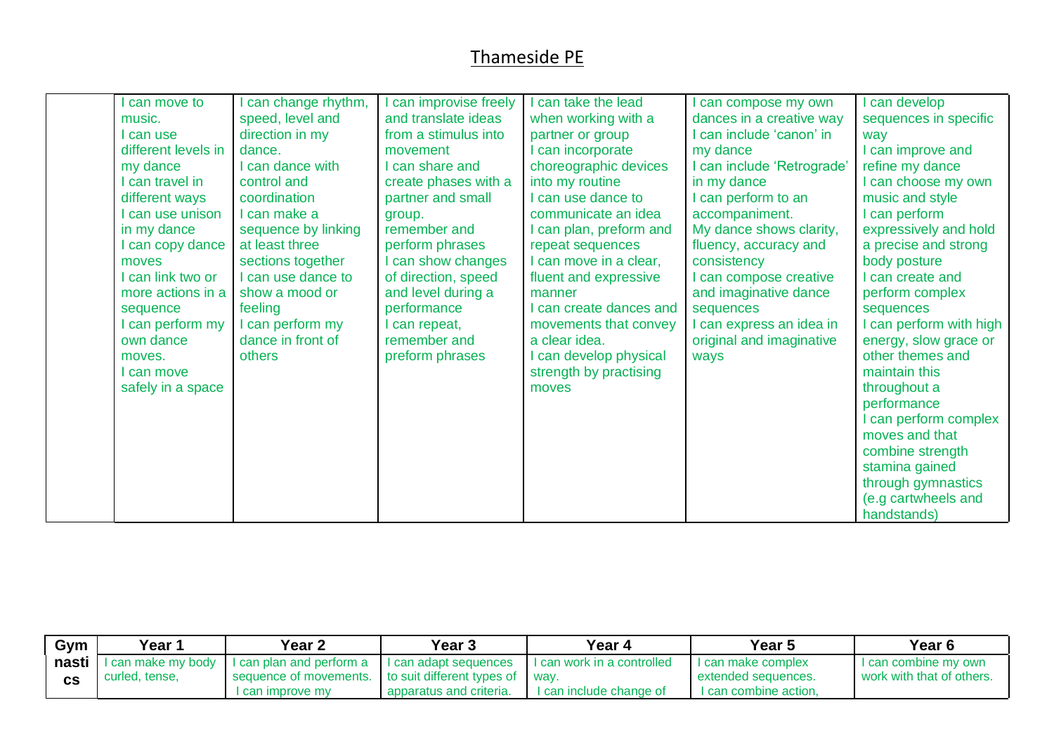# Thameside PE

| | | | | | | |
|---|---|---|---|---|---|---|
| | I can move to music.<br>I can use different levels in my dance<br>I can travel in different ways<br>I can use unison in my dance<br>I can copy dance moves<br>I can link two or more actions in a sequence<br>I can perform my own dance moves.<br>I can move safely in a space | I can change rhythm, speed, level and direction in my dance.<br>I can dance with control and coordination<br>I can make a sequence by linking at least three sections together<br>I can use dance to show a mood or feeling<br>I can perform my dance in front of others | I can improvise freely and translate ideas from a stimulus into movement<br>I can share and create phases with a partner and small group.<br>remember and perform phrases<br>I can show changes of direction, speed and level during a performance<br>I can repeat, remember and preform phrases | I can take the lead when working with a partner or group<br>I can incorporate choreographic devices into my routine<br>I can use dance to communicate an idea<br>I can plan, preform and repeat sequences<br>I can move in a clear, fluent and expressive manner<br>I can create dances and movements that convey a clear idea.<br>I can develop physical strength by practising moves | I can compose my own dances in a creative way<br>I can include 'canon' in my dance<br>I can include 'Retrograde' in my dance<br>I can perform to an accompaniment.<br>My dance shows clarity, fluency, accuracy and consistency<br>I can compose creative and imaginative dance sequences<br>I can express an idea in original and imaginative ways | I can develop sequences in specific way<br>I can improve and refine my dance<br>I can choose my own music and style<br>I can perform expressively and hold a precise and strong body posture<br>I can create and perform complex sequences<br>I can perform with high energy, slow grace or other themes and maintain this throughout a performance<br>I can perform complex moves and that combine strength stamina gained through gymnastics (e.g cartwheels and handstands) |

| Gymnastics | Year 1 | Year 2 | Year 3 | Year 4 | Year 5 | Year 6 |
|---|---|---|---|---|---|---|
| | I can make my body curled, tense, | I can plan and perform a sequence of movements.<br>I can improve my | I can adapt sequences to suit different types of apparatus and criteria. | I can work in a controlled way.<br>I can include change of | I can make complex extended sequences.<br>I can combine action, | I can combine my own work with that of others. |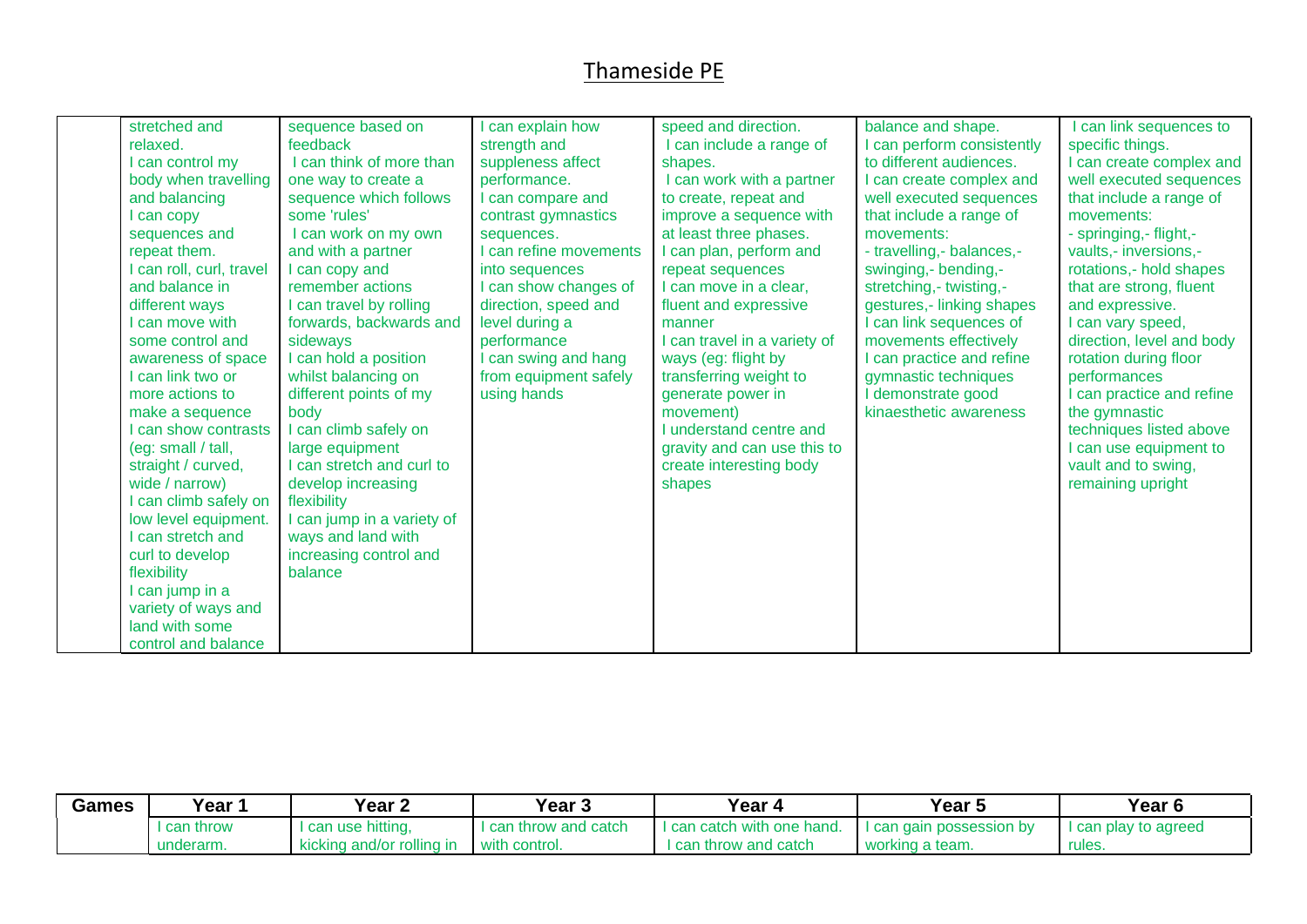# Thameside PE

| | | | | | | |
|---|---|---|---|---|---|---|
| | stretched and relaxed. I can control my body when travelling and balancing I can copy sequences and repeat them. I can roll, curl, travel and balance in different ways I can move with some control and awareness of space I can link two or more actions to make a sequence I can show contrasts (eg: small / tall, straight / curved, wide / narrow) I can climb safely on low level equipment. I can stretch and curl to develop flexibility I can jump in a variety of ways and land with some control and balance | sequence based on feedback I can think of more than one way to create a sequence which follows some 'rules' I can work on my own and with a partner I can copy and remember actions I can travel by rolling forwards, backwards and sideways I can hold a position whilst balancing on different points of my body I can climb safely on large equipment I can stretch and curl to develop increasing flexibility I can jump in a variety of ways and land with increasing control and balance | I can explain how strength and suppleness affect performance. I can compare and contrast gymnastics sequences. I can refine movements into sequences I can show changes of direction, speed and level during a performance I can swing and hang from equipment safely using hands | speed and direction. I can include a range of shapes. I can work with a partner to create, repeat and improve a sequence with at least three phases. I can plan, perform and repeat sequences I can move in a clear, fluent and expressive manner I can travel in a variety of ways (eg: flight by transferring weight to generate power in movement) I understand centre and gravity and can use this to create interesting body shapes | balance and shape. I can perform consistently to different audiences. I can create complex and well executed sequences that include a range of movements: - travelling,- balances,- swinging,- bending,- stretching,- twisting,- gestures,- linking shapes I can link sequences of movements effectively I can practice and refine gymnastic techniques I demonstrate good kinaesthetic awareness | I can link sequences to specific things. I can create complex and well executed sequences that include a range of movements: - springing,- flight,- vaults,- inversions,- rotations,- hold shapes that are strong, fluent and expressive. I can vary speed, direction, level and body rotation during floor performances I can practice and refine the gymnastic techniques listed above I can use equipment to vault and to swing, remaining upright |

| Games | Year 1 | Year 2 | Year 3 | Year 4 | Year 5 | Year 6 |
|---|---|---|---|---|---|---|
| | I can throw underarm. | I can use hitting, kicking and/or rolling in | I can throw and catch with control. | I can catch with one hand. I can throw and catch | I can gain possession by working a team. | I can play to agreed rules. |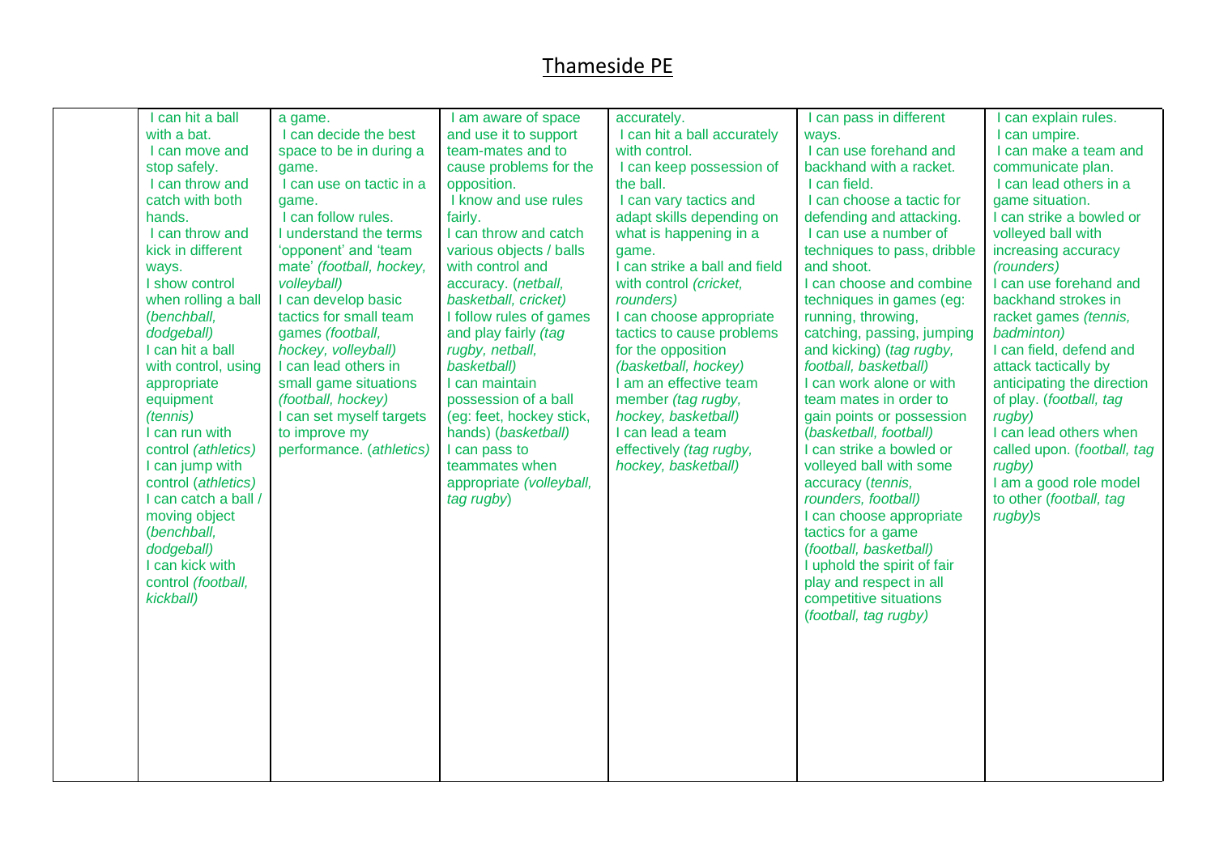# Thameside PE

| | | | | | | |
|---|---|---|---|---|---|---|
| | I can hit a ball with a bat.<br>I can move and stop safely.<br>I can throw and catch with both hands.<br>I can throw and kick in different ways.<br>I show control when rolling a ball (*benchball, dodgeball)*<br>I can hit a ball with control, using appropriate equipment *(tennis)*<br>I can run with control *(athletics)*<br>I can jump with control (*athletics)*<br>I can catch a ball / moving object (*benchball, dodgeball)*<br>I can kick with control *(football, kickball)* | a game.<br>I can decide the best space to be in during a game.<br>I can use on tactic in a game.<br>I can follow rules.<br>I understand the terms 'opponent' and 'team mate' *(football, hockey, volleyball)*<br>I can develop basic tactics for small team games *(football, hockey, volleyball)*<br>I can lead others in small game situations *(football, hockey)*<br>I can set myself targets to improve my performance. (*athletics)* | I am aware of space and use it to support team-mates and to cause problems for the opposition.<br>I know and use rules fairly.<br>I can throw and catch various objects / balls with control and accuracy. (*netball, basketball, cricket)*<br>I follow rules of games and play fairly *(tag rugby, netball, basketball)*<br>I can maintain possession of a ball (eg: feet, hockey stick, hands) (*basketball)*<br>I can pass to teammates when appropriate *(volleyball, tag rugby*) | accurately.<br>I can hit a ball accurately with control.<br>I can keep possession of the ball.<br>I can vary tactics and adapt skills depending on what is happening in a game.<br>I can strike a ball and field with control *(cricket, rounders)*<br>I can choose appropriate tactics to cause problems for the opposition *(basketball, hockey)*<br>I am an effective team member *(tag rugby, hockey, basketball)*<br>I can lead a team effectively *(tag rugby, hockey, basketball)* | I can pass in different ways.<br>I can use forehand and backhand with a racket.<br>I can field.<br>I can choose a tactic for defending and attacking.<br>I can use a number of techniques to pass, dribble and shoot.<br>I can choose and combine techniques in games (eg: running, throwing, catching, passing, jumping and kicking) (*tag rugby, football, basketball)*<br>I can work alone or with team mates in order to gain points or possession (*basketball, football)*<br>I can strike a bowled or volleyed ball with some accuracy (*tennis, rounders, football)*<br>I can choose appropriate tactics for a game (*football, basketball)*<br>I uphold the spirit of fair play and respect in all competitive situations (*football, tag rugby)* | I can explain rules.<br>I can umpire.<br>I can make a team and communicate plan.<br>I can lead others in a game situation.<br>I can strike a bowled or volleyed ball with increasing accuracy *(rounders)*<br>I can use forehand and backhand strokes in racket games *(tennis, badminton)*<br>I can field, defend and attack tactically by anticipating the direction of play. (*football, tag rugby)*<br>I can lead others when called upon. (*football, tag rugby)*<br>I am a good role model to other (*football, tag rugby)*s |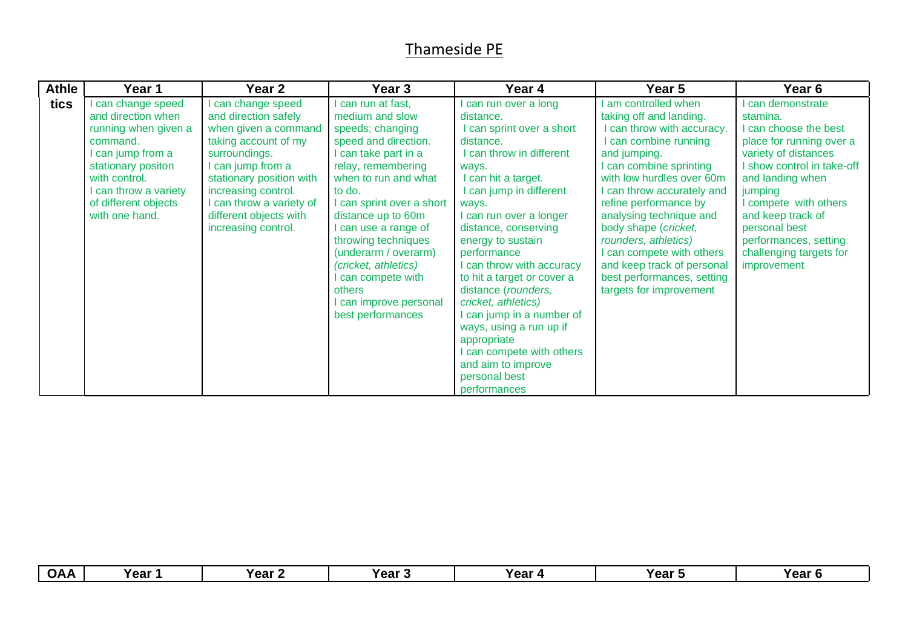# Thameside PE

| Athletics | Year 1 | Year 2 | Year 3 | Year 4 | Year 5 | Year 6 |
|---|---|---|---|---|---|---|
| | I can change speed and direction when running when given a command.<br>I can jump from a stationary positon with control.<br>I can throw a variety of different objects with one hand. | I can change speed and direction safely when given a command taking account of my surroundings.<br>I can jump from a stationary position with increasing control.<br>I can throw a variety of different objects with increasing control. | I can run at fast, medium and slow speeds; changing speed and direction.<br>I can take part in a relay, remembering when to run and what to do.<br>I can sprint over a short distance up to 60m<br>I can use a range of throwing techniques (underarm / overarm) *(cricket, athletics)*<br>I can compete with others<br>I can improve personal best performances | I can run over a long distance.<br>I can sprint over a short distance.<br>I can throw in different ways.<br>I can hit a target.<br>I can jump in different ways.<br>I can run over a longer distance, conserving energy to sustain performance<br>I can throw with accuracy to hit a target or cover a distance (*rounders, cricket, athletics)*<br>I can jump in a number of ways, using a run up if appropriate<br>I can compete with others and aim to improve personal best performances | I am controlled when taking off and landing.<br>I can throw with accuracy.<br>I can combine running and jumping.<br>I can combine sprinting with low hurdles over 60m<br>I can throw accurately and refine performance by analysing technique and body shape (*cricket, rounders, athletics)*<br>I can compete with others and keep track of personal best performances, setting targets for improvement | I can demonstrate stamina.<br>I can choose the best place for running over a variety of distances<br>I show control in take-off and landing when jumping<br>I compete with others and keep track of personal best performances, setting challenging targets for improvement |

| OAA | Year 1 | Year 2 | Year 3 | Year 4 | Year 5 | Year 6 |
|---|---|---|---|---|---|---|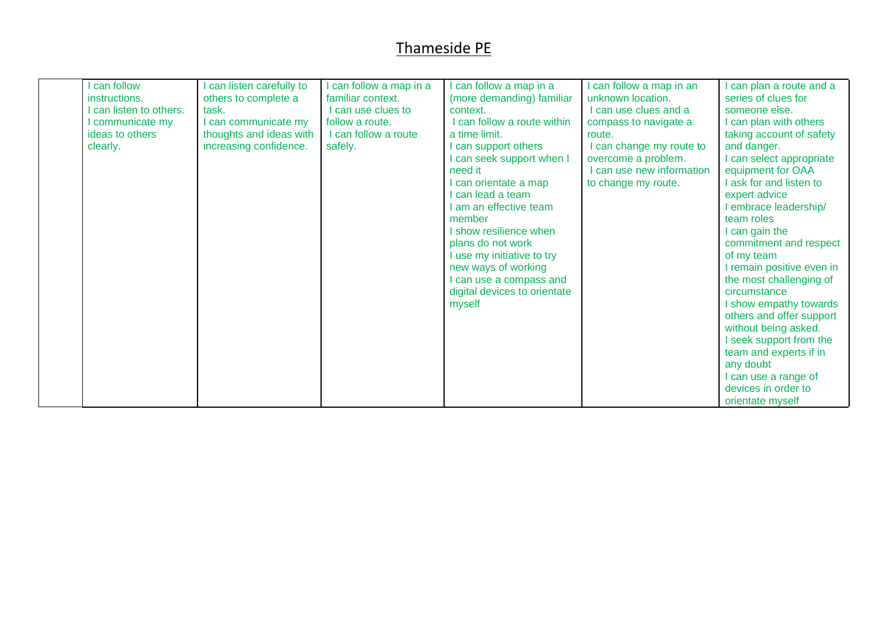# Thameside PE

| | | | | | | |
|---|---|---|---|---|---|---|
| | I can follow instructions.<br>I can listen to others.<br>I communicate my ideas to others clearly. | I can listen carefully to others to complete a task.<br>I can communicate my thoughts and ideas with increasing confidence. | I can follow a map in a familiar context.<br>I can use clues to follow a route.<br>I can follow a route safely. | I can follow a map in a (more demanding) familiar context.<br>I can follow a route within a time limit.<br>I can support others<br>I can seek support when I need it<br>I can orientate a map<br>I can lead a team<br>I am an effective team member<br>I show resilience when plans do not work<br>I use my initiative to try new ways of working<br>I can use a compass and digital devices to orientate myself | I can follow a map in an unknown location.<br>I can use clues and a compass to navigate a route.<br>I can change my route to overcome a problem.<br>I can use new information to change my route. | I can plan a route and a series of clues for someone else.<br>I can plan with others taking account of safety and danger.<br>I can select appropriate equipment for OAA<br>I ask for and listen to expert advice<br>I embrace leadership/ team roles<br>I can gain the commitment and respect of my team<br>I remain positive even in the most challenging of circumstance<br>I show empathy towards others and offer support without being asked.<br>I seek support from the team and experts if in any doubt<br>I can use a range of devices in order to orientate myself |